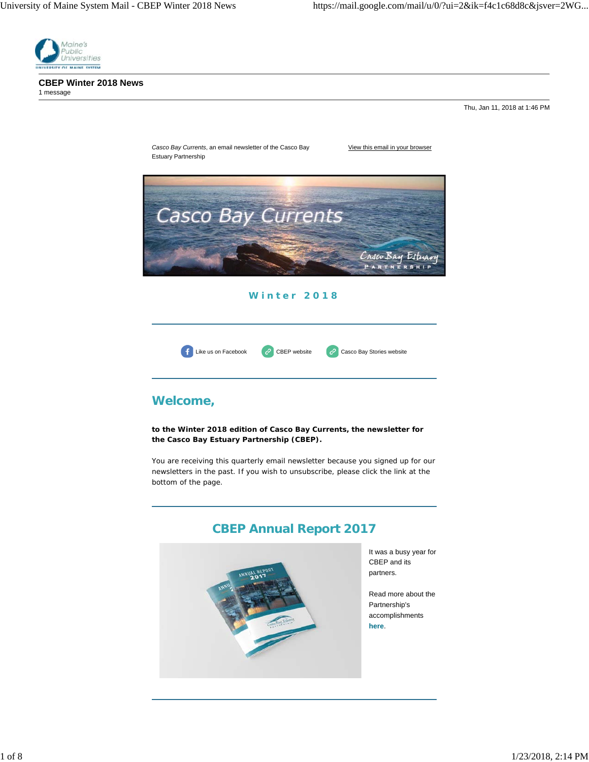# CBEP Winter 2018 News

1 message

Thu, Jan 11, 2018 at 1:46 PM

*Casco Bay Currents*, an email newsletter of the Casco Bay Estuary Partnership

View this email in your browser

## Winter 2018

Like us on Facebook | CBEP website | Casco Bay Stories website

## Welcome,

**to the Winter 2018 edition of Casco Bay Currents, the newsletter for the Casco Bay Estuary Partnership (CBEP).**

You are receiving this quarterly email newsletter because you signed up for our newsletters in the past. If you wish to unsubscribe, please click the link at the bottom of the page.

## CBEP Annual Report 2017

It was a busy year for CBEP and its partners.

Read more about the Partnership's accomplishments **here**.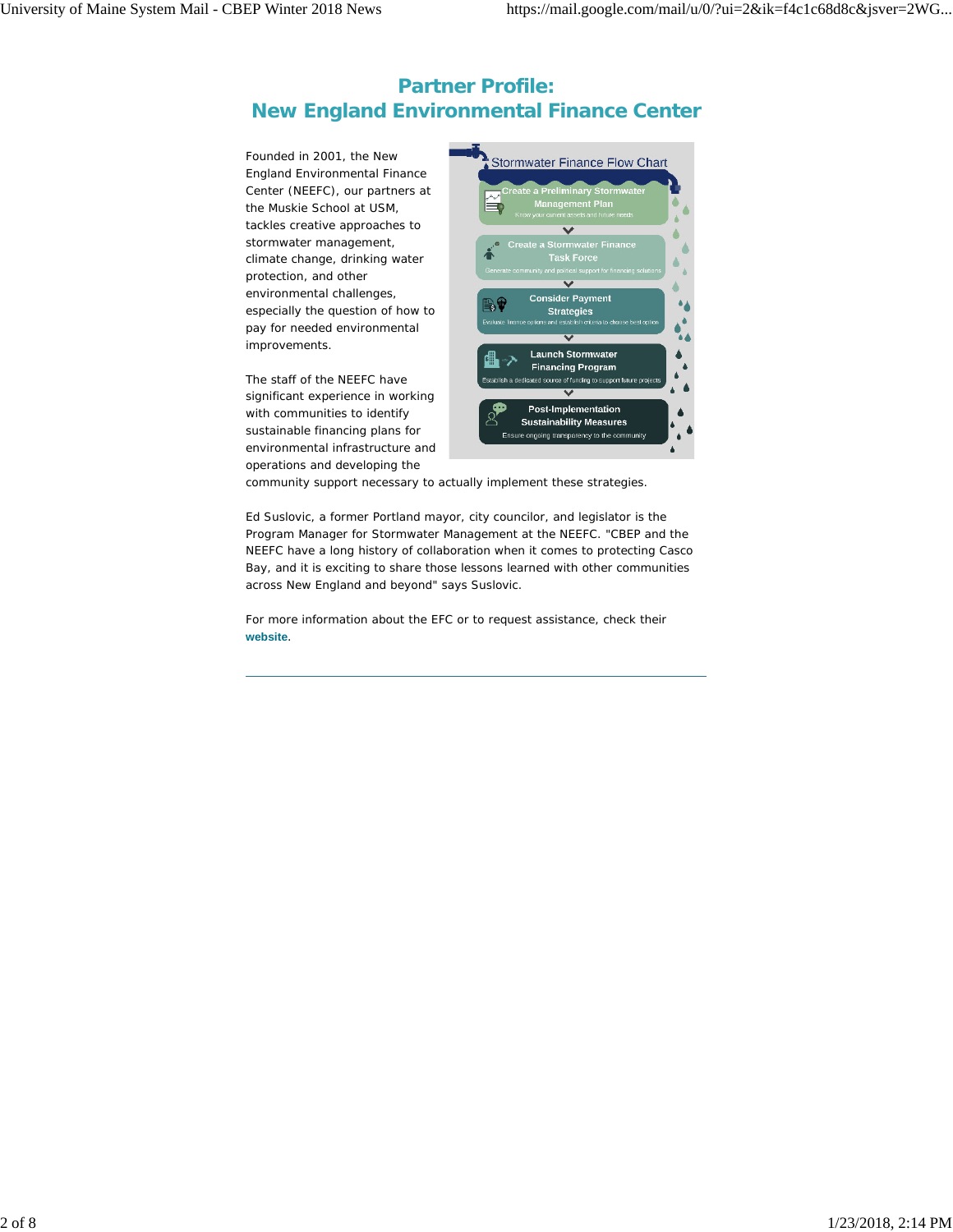## Partner Profile: New England Environmental Finance Center

Founded in 2001, the New England Environmental Finance Center (NEEFC), our partners at the Muskie School at USM, tackles creative approaches to stormwater management, climate change, drinking water protection, and other environmental challenges, especially the question of how to pay for needed environmental improvements.

**Stormwater Finance Flow Chart**

1. **Create a Preliminary Stormwater Management Plan** – Know your current assets and future needs
2. **Create a Stormwater Finance Task Force** – Generate community and political support for financing solutions
3. **Consider Payment Strategies** – Evaluate finance options and establish criteria to choose best option
4. **Launch Stormwater Financing Program** – Establish a dedicated source of funding to support future projects
5. **Post-Implementation Sustainability Measures** – Ensure ongoing transparency to the community

The staff of the NEEFC have significant experience in working with communities to identify sustainable financing plans for environmental infrastructure and operations and developing the community support necessary to actually implement these strategies.

Ed Suslovic, a former Portland mayor, city councilor, and legislator is the Program Manager for Stormwater Management at the NEEFC. "CBEP and the NEEFC have a long history of collaboration when it comes to protecting Casco Bay, and it is exciting to share those lessons learned with other communities across New England and beyond" says Suslovic.

For more information about the EFC or to request assistance, check their **website**.

---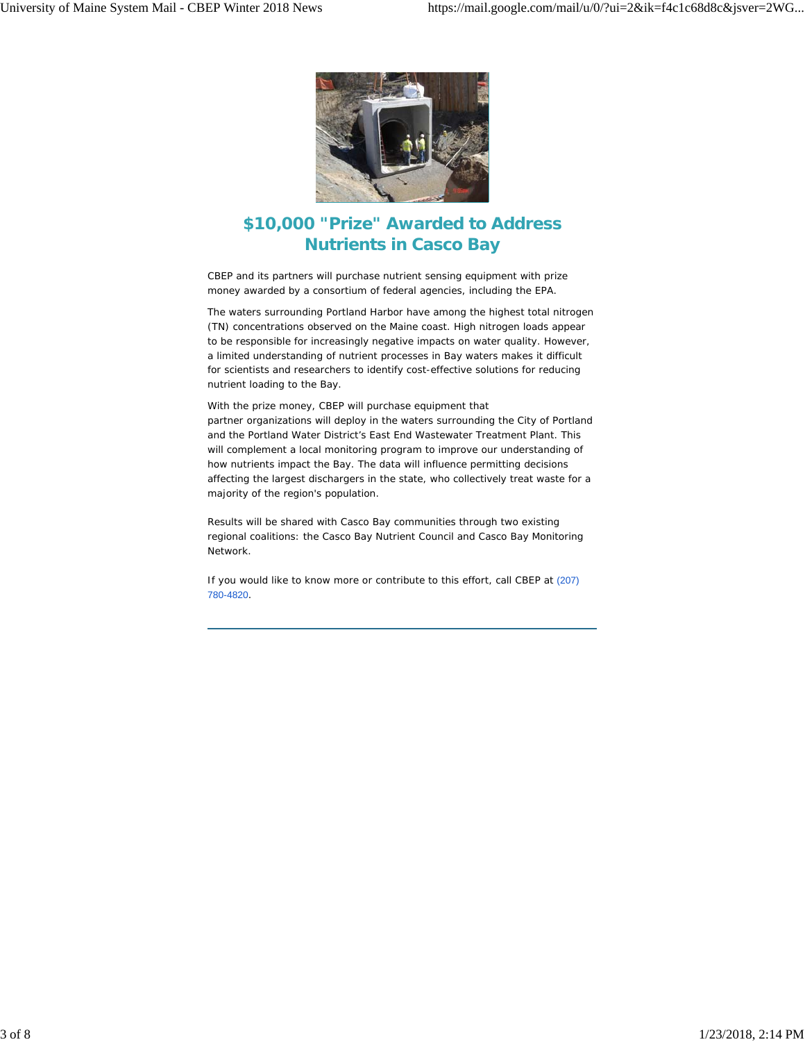## $10,000 "Prize" Awarded to Address Nutrients in Casco Bay

CBEP and its partners will purchase nutrient sensing equipment with prize money awarded by a consortium of federal agencies, including the EPA.

The waters surrounding Portland Harbor have among the highest total nitrogen (TN) concentrations observed on the Maine coast. High nitrogen loads appear to be responsible for increasingly negative impacts on water quality. However, a limited understanding of nutrient processes in Bay waters makes it difficult for scientists and researchers to identify cost-effective solutions for reducing nutrient loading to the Bay.

With the prize money, CBEP will purchase equipment that partner organizations will deploy in the waters surrounding the City of Portland and the Portland Water District's East End Wastewater Treatment Plant. This will complement a local monitoring program to improve our understanding of how nutrients impact the Bay. The data will influence permitting decisions affecting the largest dischargers in the state, who collectively treat waste for a majority of the region's population.

Results will be shared with Casco Bay communities through two existing regional coalitions: the Casco Bay Nutrient Council and Casco Bay Monitoring Network.

If you would like to know more or contribute to this effort, call CBEP at (207) 780-4820.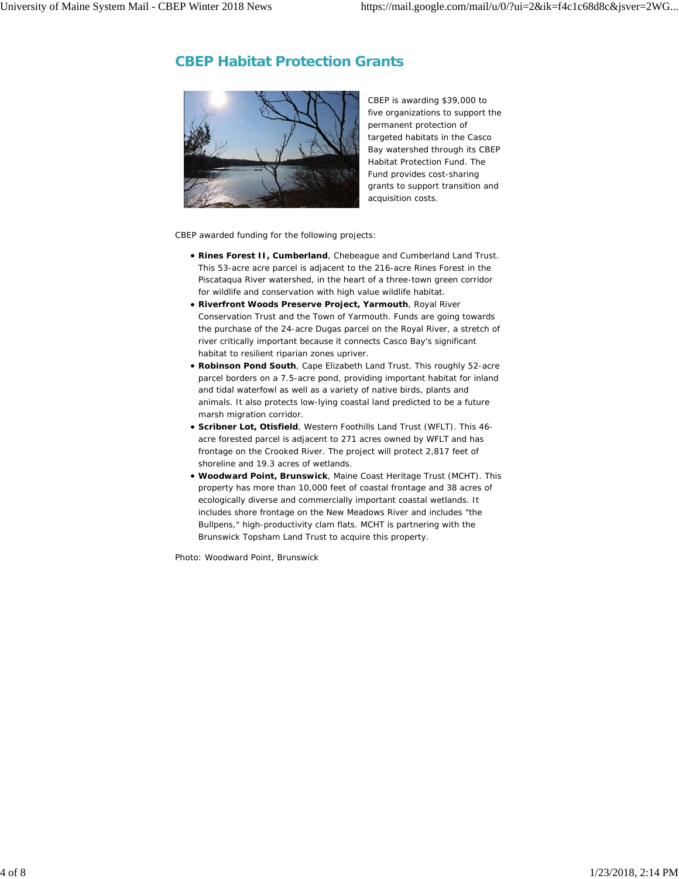## CBEP Habitat Protection Grants

CBEP is awarding $39,000 to five organizations to support the permanent protection of targeted habitats in the Casco Bay watershed through its CBEP Habitat Protection Fund. The Fund provides cost-sharing grants to support transition and acquisition costs.

CBEP awarded funding for the following projects:

- **Rines Forest II, Cumberland**, Chebeague and Cumberland Land Trust. This 53-acre acre parcel is adjacent to the 216-acre Rines Forest in the Piscataqua River watershed, in the heart of a three-town green corridor for wildlife and conservation with high value wildlife habitat.
- **Riverfront Woods Preserve Project, Yarmouth**, Royal River Conservation Trust and the Town of Yarmouth. Funds are going towards the purchase of the 24-acre Dugas parcel on the Royal River, a stretch of river critically important because it connects Casco Bay's significant habitat to resilient riparian zones upriver.
- **Robinson Pond South**, Cape Elizabeth Land Trust. This roughly 52-acre parcel borders on a 7.5-acre pond, providing important habitat for inland and tidal waterfowl as well as a variety of native birds, plants and animals. It also protects low-lying coastal land predicted to be a future marsh migration corridor.
- **Scribner Lot, Otisfield**, Western Foothills Land Trust (WFLT). This 46-acre forested parcel is adjacent to 271 acres owned by WFLT and has frontage on the Crooked River. The project will protect 2,817 feet of shoreline and 19.3 acres of wetlands.
- **Woodward Point, Brunswick**, Maine Coast Heritage Trust (MCHT). This property has more than 10,000 feet of coastal frontage and 38 acres of ecologically diverse and commercially important coastal wetlands. It includes shore frontage on the New Meadows River and includes "the Bullpens," high-productivity clam flats. MCHT is partnering with the Brunswick Topsham Land Trust to acquire this property.

Photo: Woodward Point, Brunswick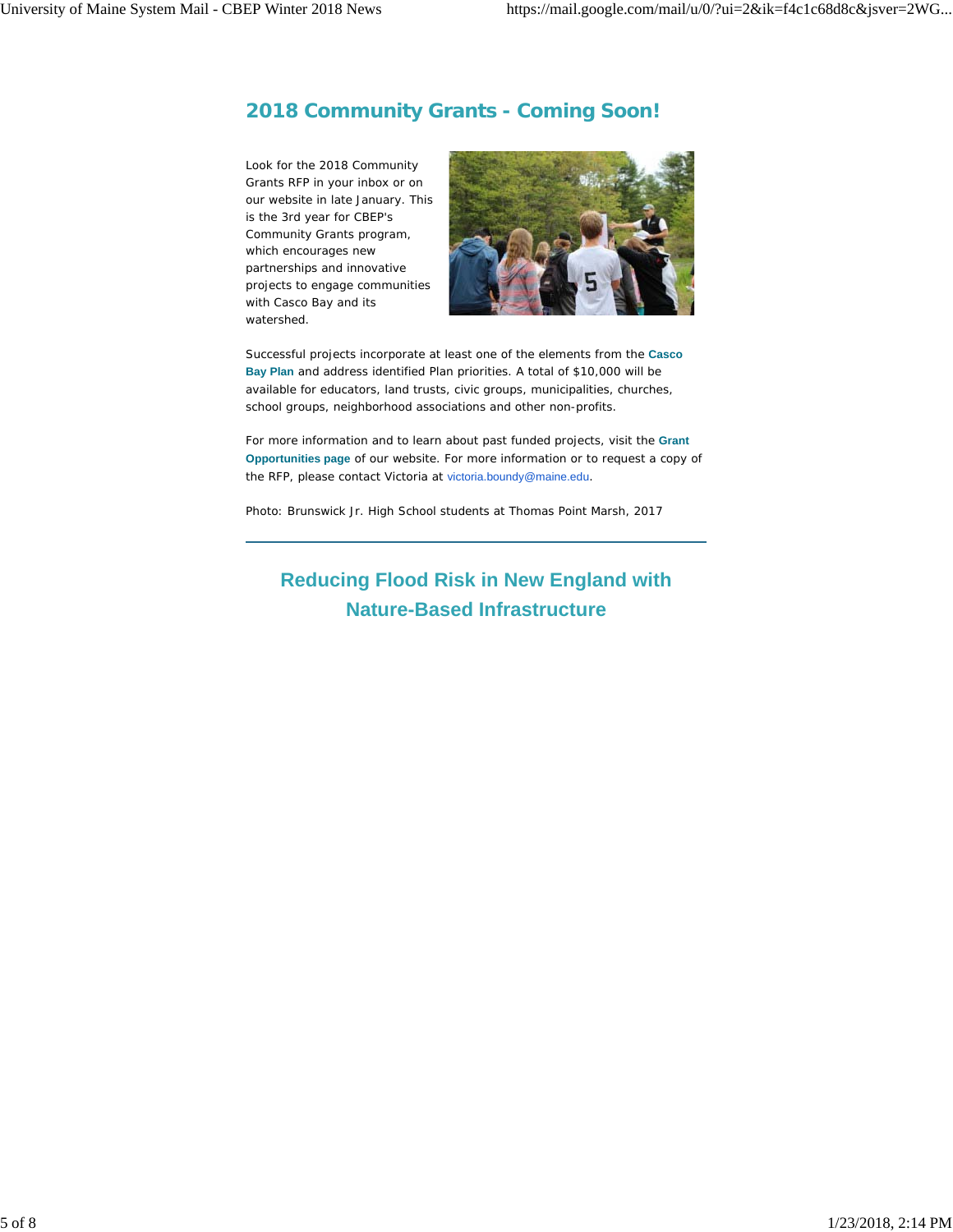## 2018 Community Grants - Coming Soon!

Look for the 2018 Community Grants RFP in your inbox or on our website in late January. This is the 3rd year for CBEP's Community Grants program, which encourages new partnerships and innovative projects to engage communities with Casco Bay and its watershed.

Successful projects incorporate at least one of the elements from the **Casco Bay Plan** and address identified Plan priorities. A total of $10,000 will be available for educators, land trusts, civic groups, municipalities, churches, school groups, neighborhood associations and other non-profits.

For more information and to learn about past funded projects, visit the **Grant Opportunities page** of our website. For more information or to request a copy of the RFP, please contact Victoria at victoria.boundy@maine.edu.

Photo: Brunswick Jr. High School students at Thomas Point Marsh, 2017

---

## Reducing Flood Risk in New England with Nature-Based Infrastructure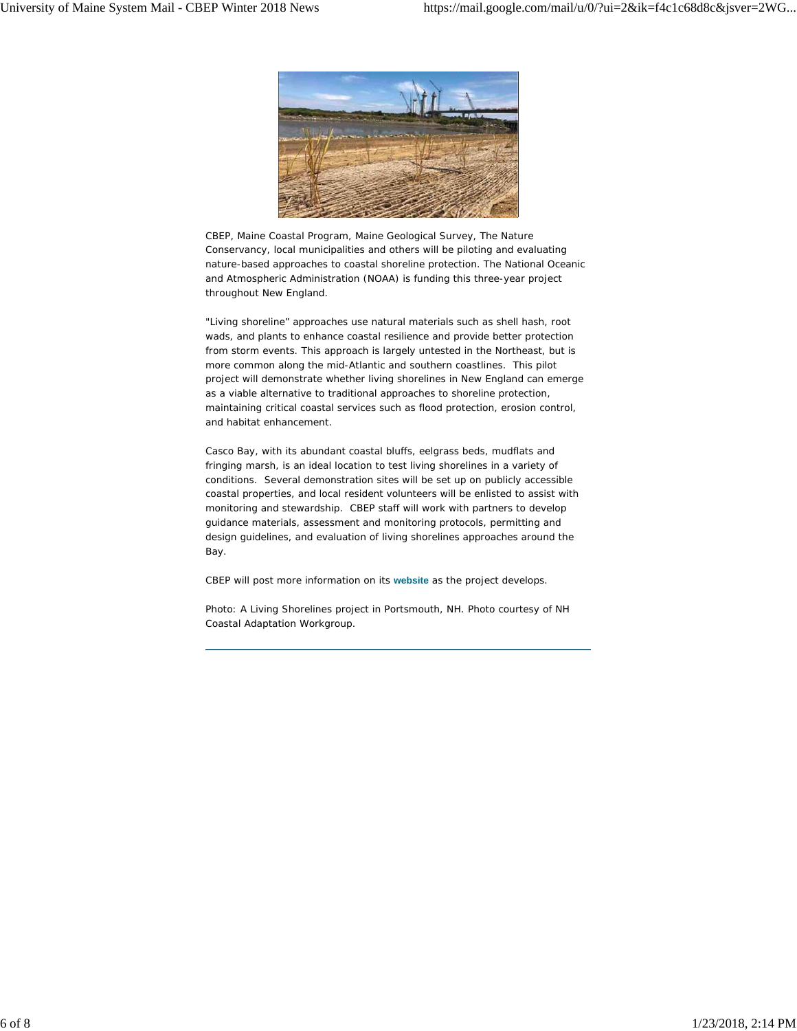CBEP, Maine Coastal Program, Maine Geological Survey, The Nature Conservancy, local municipalities and others will be piloting and evaluating nature-based approaches to coastal shoreline protection. The National Oceanic and Atmospheric Administration (NOAA) is funding this three-year project throughout New England.

"Living shoreline" approaches use natural materials such as shell hash, root wads, and plants to enhance coastal resilience and provide better protection from storm events. This approach is largely untested in the Northeast, but is more common along the mid-Atlantic and southern coastlines. This pilot project will demonstrate whether living shorelines in New England can emerge as a viable alternative to traditional approaches to shoreline protection, maintaining critical coastal services such as flood protection, erosion control, and habitat enhancement.

Casco Bay, with its abundant coastal bluffs, eelgrass beds, mudflats and fringing marsh, is an ideal location to test living shorelines in a variety of conditions. Several demonstration sites will be set up on publicly accessible coastal properties, and local resident volunteers will be enlisted to assist with monitoring and stewardship. CBEP staff will work with partners to develop guidance materials, assessment and monitoring protocols, permitting and design guidelines, and evaluation of living shorelines approaches around the Bay.

CBEP will post more information on its **website** as the project develops.

Photo: A Living Shorelines project in Portsmouth, NH. Photo courtesy of NH Coastal Adaptation Workgroup.

---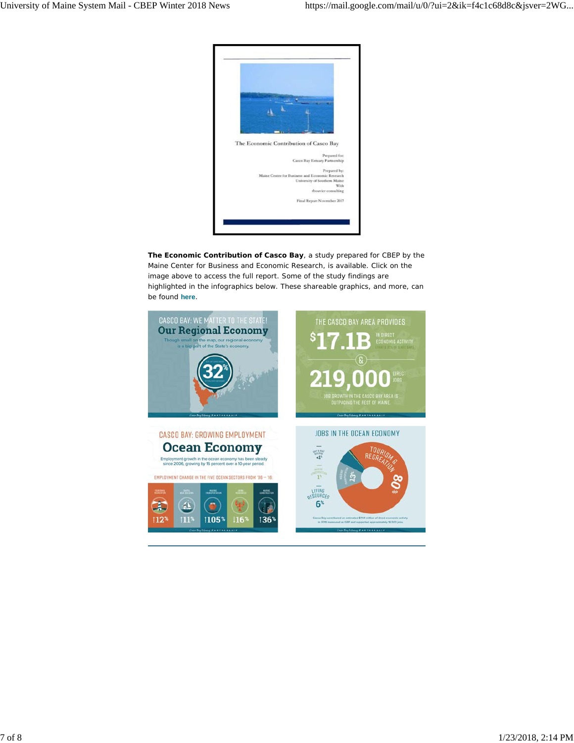The Economic Contribution of Casco Bay

Prepared for:
Casco Bay Estuary Partnership

Prepared by:
Maine Center for Business and Economic Research
University of Southern Maine
With
rbouvier consulting

Final Report November 2017

**The Economic Contribution of Casco Bay**, a study prepared for CBEP by the Maine Center for Business and Economic Research, is available. Click on the image above to access the full report. Some of the study findings are highlighted in the infographics below. These shareable graphics, and more, can be found **here**.

CASCO BAY: WE MATTER TO THE STATE!

Our Regional Economy

Though small on the map, our regional economy is a big part of the State's economy.

32%

THE CASCO BAY AREA PROVIDES

$17.1B IN DIRECT ECONOMIC ACTIVITY

&

219,000 DIRECT JOBS

JOB GROWTH IN THE CASCO BAY AREA IS OUTPACING THE REST OF MAINE.

CASCO BAY: GROWING EMPLOYMENT

Ocean Economy

Employment growth in the ocean economy has been steady since 2006, growing by 15 percent over a 10-year period.

EMPLOYMENT CHANGE IN THE FIVE OCEAN SECTORS FROM '06 – '16:

| Tourism & Recreation | Ship & Boat Building | Marine Transportation | Living Resources | Marine Construction |
|---|---|---|---|---|
| ↑12% | ↑11% | ↑105% | ↓16% | ↑36% |

JOBS IN THE OCEAN ECONOMY

- Tourism & Recreation: 80%
- Marine Transportation: 13%
- Living Resources: 6%
- Marine Construction: 1%
- Ship & Boat Building: <1%

Casco Bay contributed an estimated $704 million of direct economic activity in 2016 measured as GDP and supported approximately 18,500 jobs.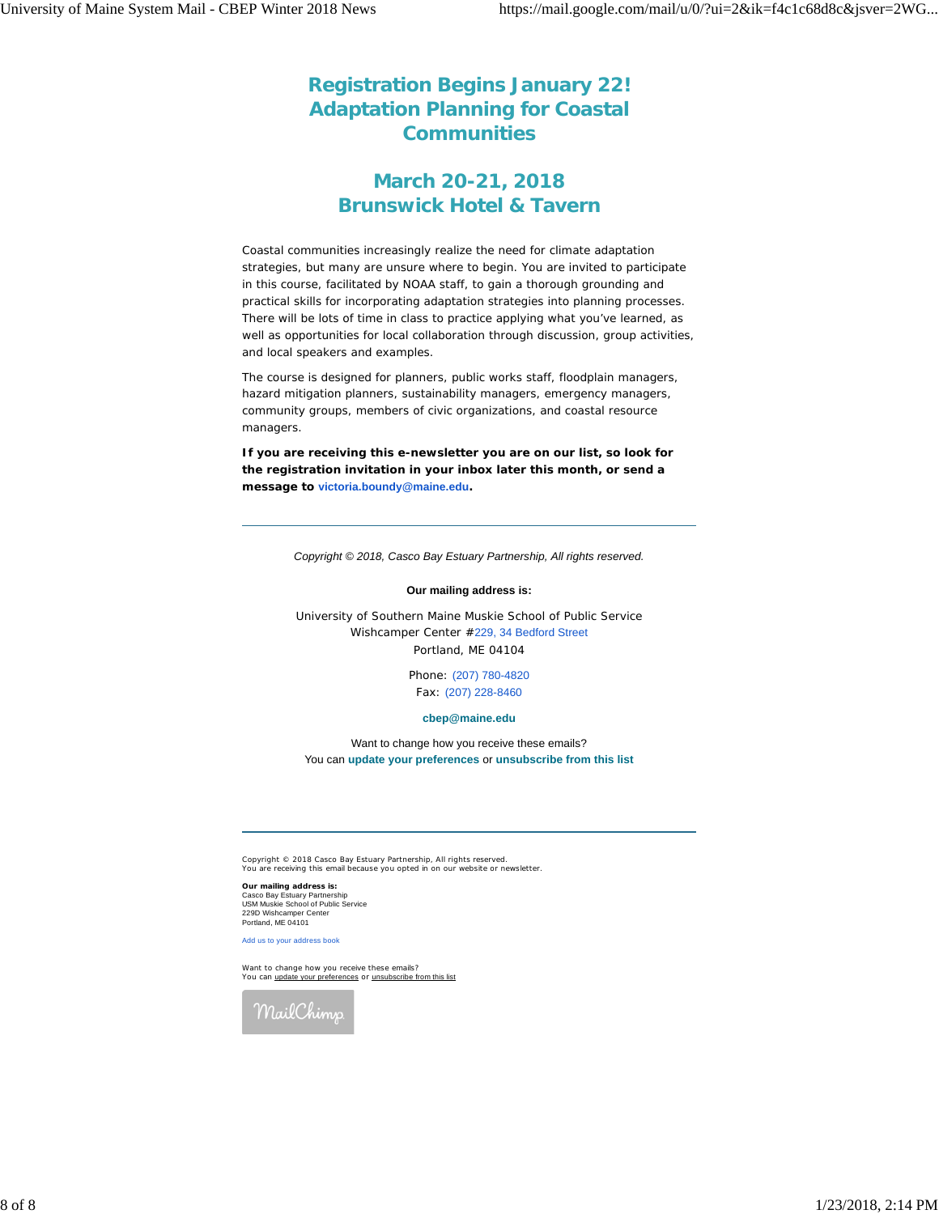## Registration Begins January 22! Adaptation Planning for Coastal Communities

## March 20-21, 2018 Brunswick Hotel & Tavern

Coastal communities increasingly realize the need for climate adaptation strategies, but many are unsure where to begin. You are invited to participate in this course, facilitated by NOAA staff, to gain a thorough grounding and practical skills for incorporating adaptation strategies into planning processes. There will be lots of time in class to practice applying what you've learned, as well as opportunities for local collaboration through discussion, group activities, and local speakers and examples.

The course is designed for planners, public works staff, floodplain managers, hazard mitigation planners, sustainability managers, emergency managers, community groups, members of civic organizations, and coastal resource managers.

**If you are receiving this e-newsletter you are on our list, so look for the registration invitation in your inbox later this month, or send a message to victoria.boundy@maine.edu.**

---

*Copyright © 2018, Casco Bay Estuary Partnership, All rights reserved.*

**Our mailing address is:**

University of Southern Maine Muskie School of Public Service
Wischcamper Center #229, 34 Bedford Street
Portland, ME 04104

Phone: (207) 780-4820
Fax: (207) 228-8460

**cbep@maine.edu**

Want to change how you receive these emails?
You can **update your preferences** or **unsubscribe from this list**

---

Copyright © 2018 Casco Bay Estuary Partnership, All rights reserved.
You are receiving this email because you opted in on our website or newsletter.

**Our mailing address is:**
Casco Bay Estuary Partnership
USM Muskie School of Public Service
229D Wischcamper Center
Portland, ME 04101

Add us to your address book

Want to change how you receive these emails?
You can update your preferences or unsubscribe from this list

MailChimp